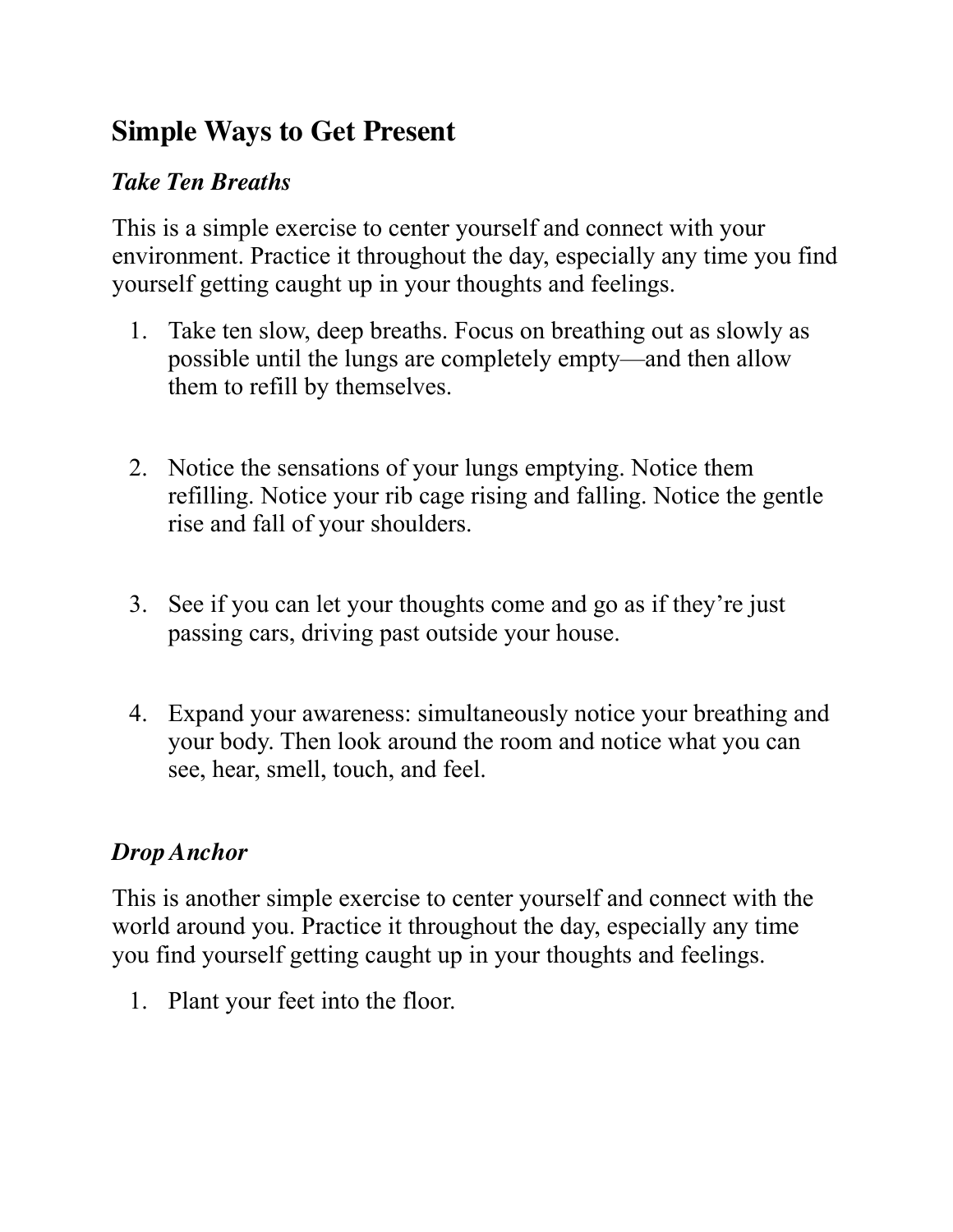## Simple Ways to Get Present

### *Take Ten Breaths*

This is a simple exercise to center yourself and connect with your environment. Practice it throughout the day, especially any time you find yourself getting caught up in your thoughts and feelings.

1. Take ten slow, deep breaths. Focus on breathing out as slowly as possible until the lungs are completely empty—and then allow them to refill by themselves.

2. Notice the sensations of your lungs emptying. Notice them refilling. Notice your rib cage rising and falling. Notice the gentle rise and fall of your shoulders.

3. See if you can let your thoughts come and go as if they're just passing cars, driving past outside your house.

4. Expand your awareness: simultaneously notice your breathing and your body. Then look around the room and notice what you can see, hear, smell, touch, and feel.

### *Drop Anchor*

This is another simple exercise to center yourself and connect with the world around you. Practice it throughout the day, especially any time you find yourself getting caught up in your thoughts and feelings.

1. Plant your feet into the floor.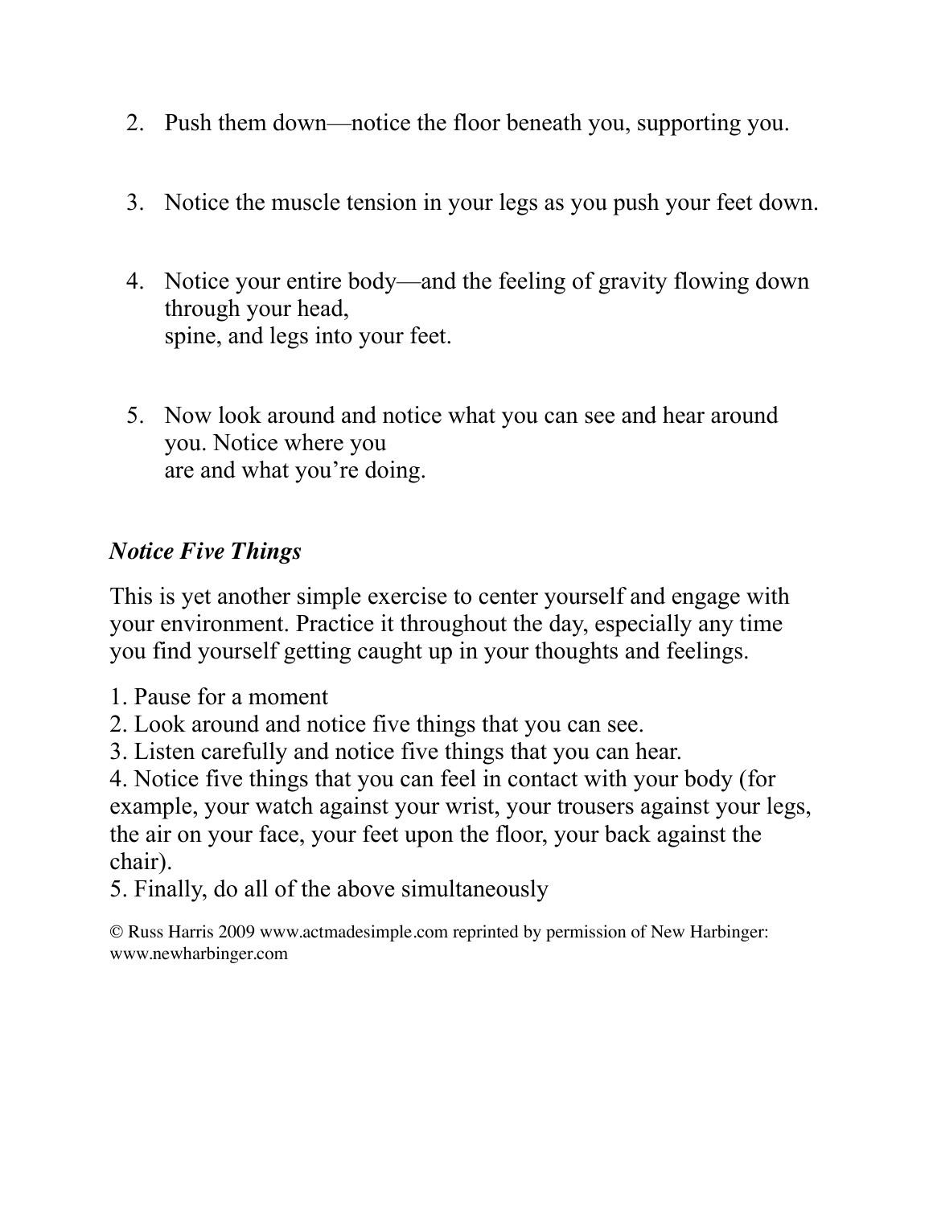2. Push them down—notice the floor beneath you, supporting you.

3. Notice the muscle tension in your legs as you push your feet down.

4. Notice your entire body—and the feeling of gravity flowing down through your head, spine, and legs into your feet.

5. Now look around and notice what you can see and hear around you. Notice where you are and what you're doing.

### *Notice Five Things*

This is yet another simple exercise to center yourself and engage with your environment. Practice it throughout the day, especially any time you find yourself getting caught up in your thoughts and feelings.

1. Pause for a moment
2. Look around and notice five things that you can see.
3. Listen carefully and notice five things that you can hear.
4. Notice five things that you can feel in contact with your body (for example, your watch against your wrist, your trousers against your legs, the air on your face, your feet upon the floor, your back against the chair).
5. Finally, do all of the above simultaneously

© Russ Harris 2009 www.actmadesimple.com reprinted by permission of New Harbinger: www.newharbinger.com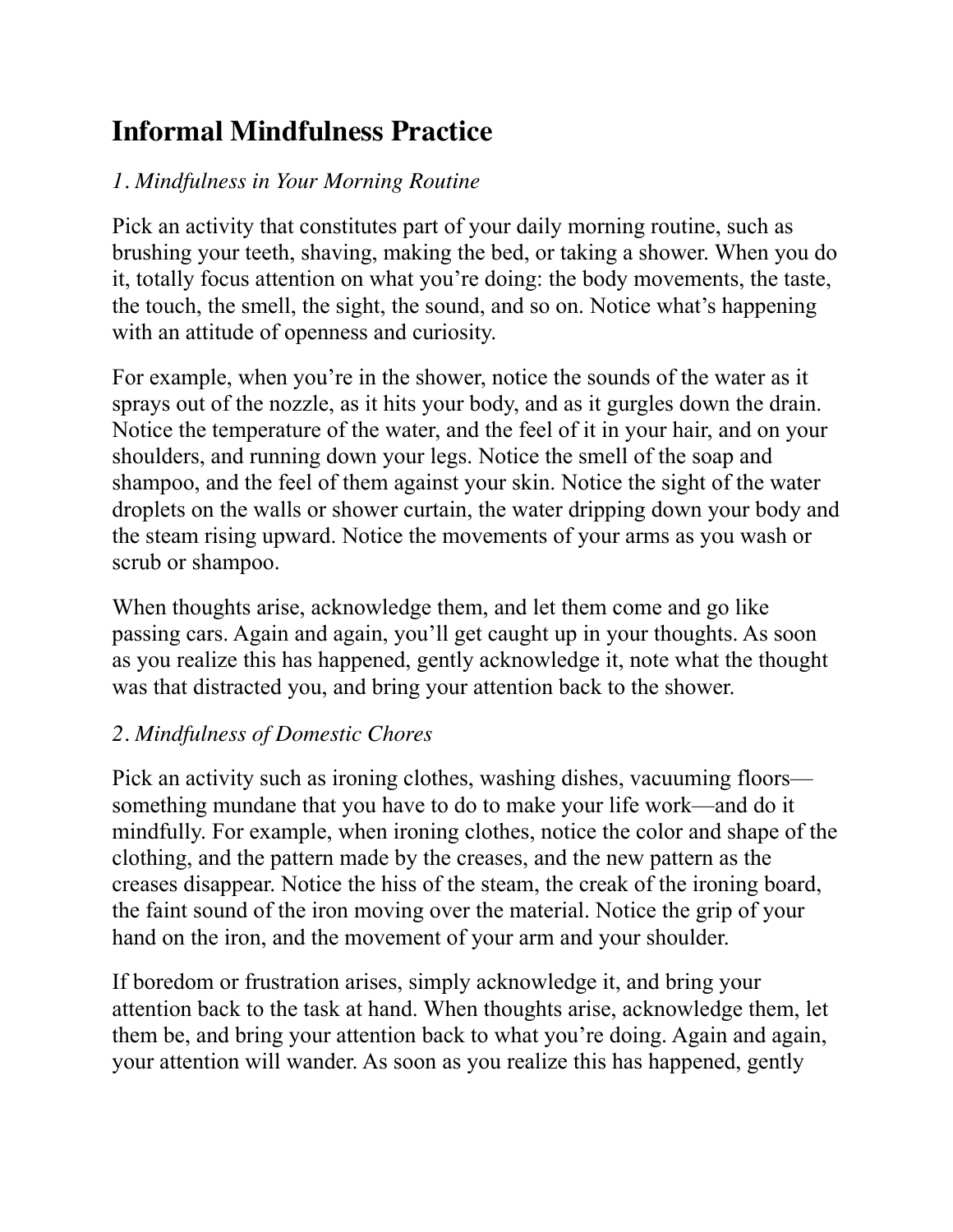# Informal Mindfulness Practice

*1. Mindfulness in Your Morning Routine*

Pick an activity that constitutes part of your daily morning routine, such as brushing your teeth, shaving, making the bed, or taking a shower. When you do it, totally focus attention on what you're doing: the body movements, the taste, the touch, the smell, the sight, the sound, and so on. Notice what's happening with an attitude of openness and curiosity.

For example, when you're in the shower, notice the sounds of the water as it sprays out of the nozzle, as it hits your body, and as it gurgles down the drain. Notice the temperature of the water, and the feel of it in your hair, and on your shoulders, and running down your legs. Notice the smell of the soap and shampoo, and the feel of them against your skin. Notice the sight of the water droplets on the walls or shower curtain, the water dripping down your body and the steam rising upward. Notice the movements of your arms as you wash or scrub or shampoo.

When thoughts arise, acknowledge them, and let them come and go like passing cars. Again and again, you'll get caught up in your thoughts. As soon as you realize this has happened, gently acknowledge it, note what the thought was that distracted you, and bring your attention back to the shower.

*2. Mindfulness of Domestic Chores*

Pick an activity such as ironing clothes, washing dishes, vacuuming floors—something mundane that you have to do to make your life work—and do it mindfully. For example, when ironing clothes, notice the color and shape of the clothing, and the pattern made by the creases, and the new pattern as the creases disappear. Notice the hiss of the steam, the creak of the ironing board, the faint sound of the iron moving over the material. Notice the grip of your hand on the iron, and the movement of your arm and your shoulder.

If boredom or frustration arises, simply acknowledge it, and bring your attention back to the task at hand. When thoughts arise, acknowledge them, let them be, and bring your attention back to what you're doing. Again and again, your attention will wander. As soon as you realize this has happened, gently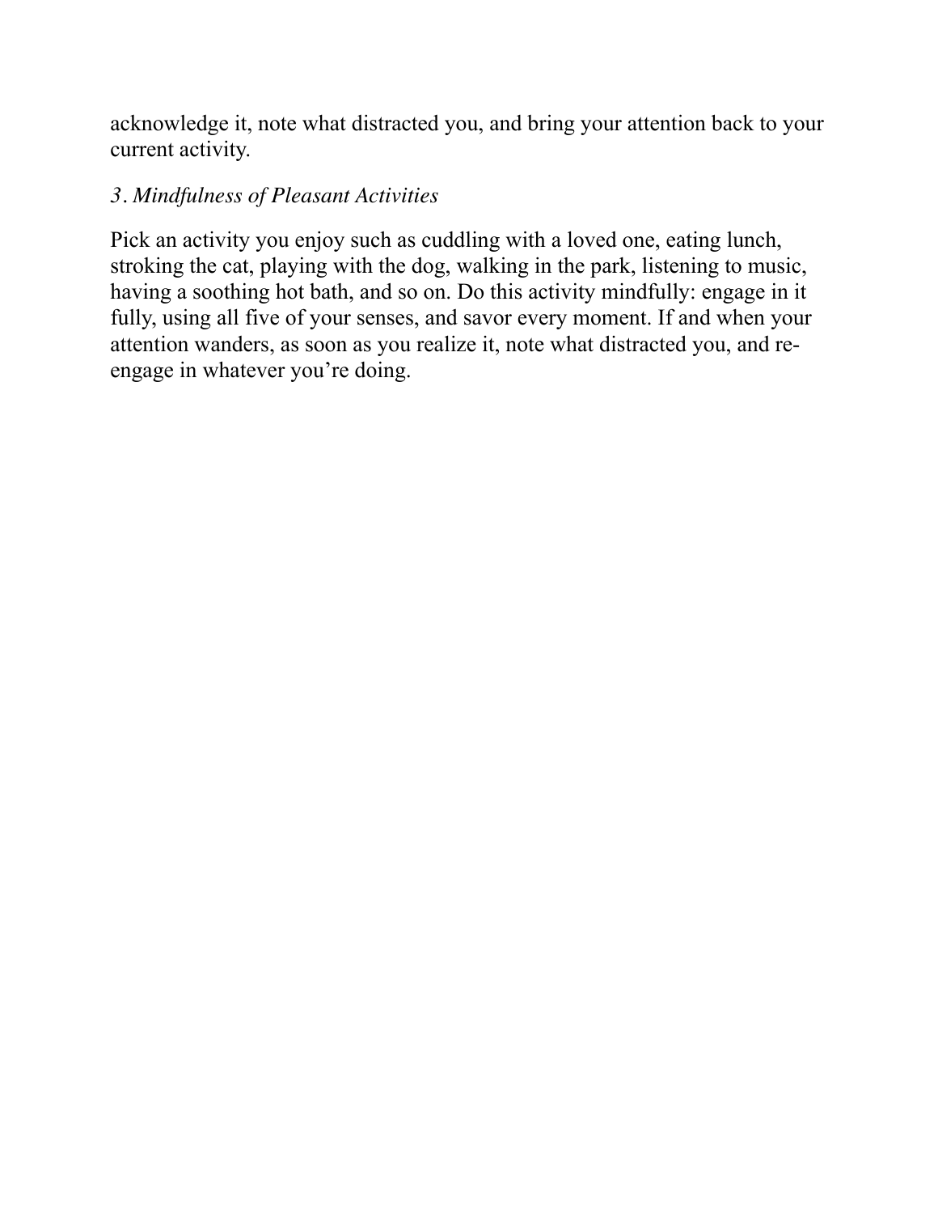acknowledge it, note what distracted you, and bring your attention back to your current activity.

*3. Mindfulness of Pleasant Activities*

Pick an activity you enjoy such as cuddling with a loved one, eating lunch, stroking the cat, playing with the dog, walking in the park, listening to music, having a soothing hot bath, and so on. Do this activity mindfully: engage in it fully, using all five of your senses, and savor every moment. If and when your attention wanders, as soon as you realize it, note what distracted you, and re-engage in whatever you're doing.